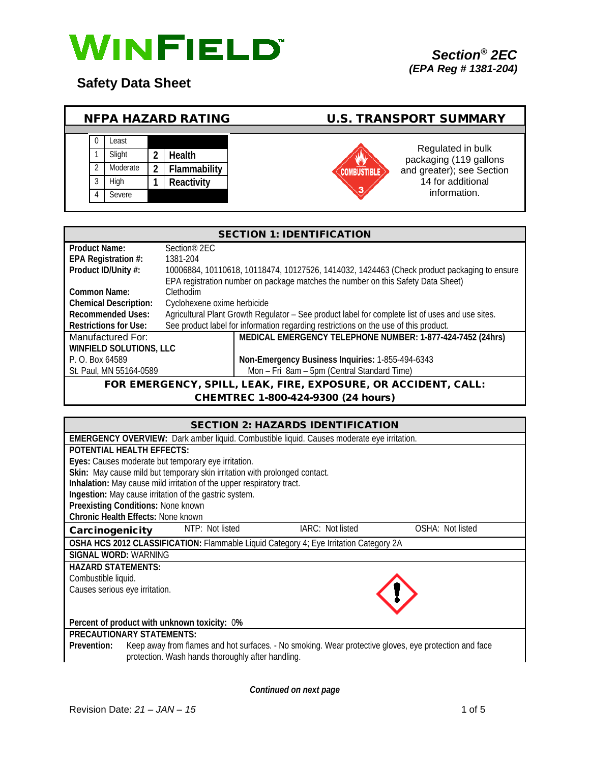# WINFIELD

## Safety Data Sheet

***Section® 2EC***
***(EPA Reg # 1381-204)***

| NFPA HAZARD RATING | | | |
|---|---|---|---|
| 0 | Least | | |
| 1 | Slight | 2 | Health |
| 2 | Moderate | 2 | Flammability |
| 3 | High | 1 | Reactivity |
| 4 | Severe | | |

**U.S. TRANSPORT SUMMARY**

COMBUSTIBLE 3

Regulated in bulk packaging (119 gallons and greater); see Section 14 for additional information.

## SECTION 1: IDENTIFICATION

**Product Name:** Section® 2EC
**EPA Registration #:** 1381-204
**Product ID/Unity #:** 10006884, 10110618, 10118474, 10127526, 1414032, 1424463 (Check product packaging to ensure EPA registration number on package matches the number on this Safety Data Sheet)
**Common Name:** Clethodim
**Chemical Description:** Cyclohexene oxime herbicide
**Recommended Uses:** Agricultural Plant Growth Regulator – See product label for complete list of uses and use sites.
**Restrictions for Use:** See product label for information regarding restrictions on the use of this product.

Manufactured For:
**WINFIELD SOLUTIONS, LLC**
P. O. Box 64589
St. Paul, MN 55164-0589

**MEDICAL EMERGENCY TELEPHONE NUMBER: 1-877-424-7452 (24hrs)**

**Non-Emergency Business Inquiries:** 1-855-494-6343
Mon – Fri 8am – 5pm (Central Standard Time)

**FOR EMERGENCY, SPILL, LEAK, FIRE, EXPOSURE, OR ACCIDENT, CALL: CHEMTREC 1-800-424-9300 (24 hours)**

## SECTION 2: HAZARDS IDENTIFICATION

**EMERGENCY OVERVIEW:** Dark amber liquid. Combustible liquid. Causes moderate eye irritation.

**POTENTIAL HEALTH EFFECTS:**
**Eyes:** Causes moderate but temporary eye irritation.
**Skin:** May cause mild but temporary skin irritation with prolonged contact.
**Inhalation:** May cause mild irritation of the upper respiratory tract.
**Ingestion:** May cause irritation of the gastric system.
**Preexisting Conditions:** None known
**Chronic Health Effects:** None known

| **Carcinogenicity** | NTP: Not listed | IARC: Not listed | OSHA: Not listed |
|---|---|---|---|

**OSHA HCS 2012 CLASSIFICATION:** Flammable Liquid Category 4; Eye Irritation Category 2A

**SIGNAL WORD:** WARNING

**HAZARD STATEMENTS:**
Combustible liquid.
Causes serious eye irritation.

**Percent of product with unknown toxicity:** 0%

**PRECAUTIONARY STATEMENTS:**
**Prevention:** Keep away from flames and hot surfaces. - No smoking. Wear protective gloves, eye protection and face protection. Wash hands thoroughly after handling.

***Continued on next page***

Revision Date: *21 – JAN – 15*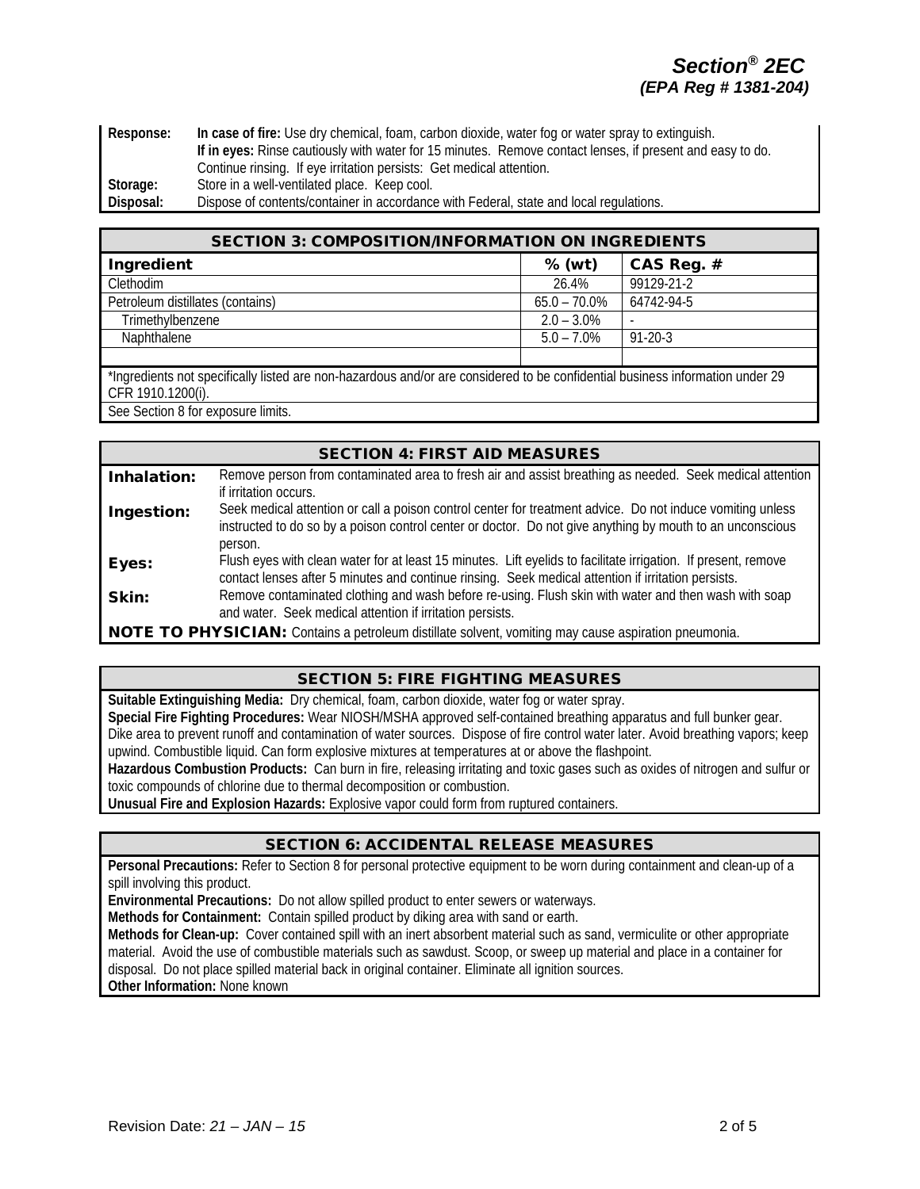| | |
|---|---|
| **Response:** | **In case of fire:** Use dry chemical, foam, carbon dioxide, water fog or water spray to extinguish. **If in eyes:** Rinse cautiously with water for 15 minutes. Remove contact lenses, if present and easy to do. Continue rinsing. If eye irritation persists: Get medical attention. |
| **Storage:** | Store in a well-ventilated place. Keep cool. |
| **Disposal:** | Dispose of contents/container in accordance with Federal, state and local regulations. |

## SECTION 3: COMPOSITION/INFORMATION ON INGREDIENTS

| Ingredient | % (wt) | CAS Reg. # |
|---|---|---|
| Clethodim | 26.4% | 99129-21-2 |
| Petroleum distillates (contains) | 65.0 – 70.0% | 64742-94-5 |
| Trimethylbenzene | 2.0 – 3.0% | - |
| Naphthalene | 5.0 – 7.0% | 91-20-3 |
| | | |

*Ingredients not specifically listed are non-hazardous and/or are considered to be confidential business information under 29 CFR 1910.1200(i).

See Section 8 for exposure limits.

## SECTION 4: FIRST AID MEASURES

**Inhalation:** Remove person from contaminated area to fresh air and assist breathing as needed. Seek medical attention if irritation occurs.

**Ingestion:** Seek medical attention or call a poison control center for treatment advice. Do not induce vomiting unless instructed to do so by a poison control center or doctor. Do not give anything by mouth to an unconscious person.

**Eyes:** Flush eyes with clean water for at least 15 minutes. Lift eyelids to facilitate irrigation. If present, remove contact lenses after 5 minutes and continue rinsing. Seek medical attention if irritation persists.

**Skin:** Remove contaminated clothing and wash before re-using. Flush skin with water and then wash with soap and water. Seek medical attention if irritation persists.

**NOTE TO PHYSICIAN:** Contains a petroleum distillate solvent, vomiting may cause aspiration pneumonia.

## SECTION 5: FIRE FIGHTING MEASURES

**Suitable Extinguishing Media:** Dry chemical, foam, carbon dioxide, water fog or water spray.

**Special Fire Fighting Procedures:** Wear NIOSH/MSHA approved self-contained breathing apparatus and full bunker gear. Dike area to prevent runoff and contamination of water sources. Dispose of fire control water later. Avoid breathing vapors; keep upwind. Combustible liquid. Can form explosive mixtures at temperatures at or above the flashpoint.

**Hazardous Combustion Products:** Can burn in fire, releasing irritating and toxic gases such as oxides of nitrogen and sulfur or toxic compounds of chlorine due to thermal decomposition or combustion.

**Unusual Fire and Explosion Hazards:** Explosive vapor could form from ruptured containers.

## SECTION 6: ACCIDENTAL RELEASE MEASURES

**Personal Precautions:** Refer to Section 8 for personal protective equipment to be worn during containment and clean-up of a spill involving this product.

**Environmental Precautions:** Do not allow spilled product to enter sewers or waterways.

**Methods for Containment:** Contain spilled product by diking area with sand or earth.

**Methods for Clean-up:** Cover contained spill with an inert absorbent material such as sand, vermiculite or other appropriate material. Avoid the use of combustible materials such as sawdust. Scoop, or sweep up material and place in a container for disposal. Do not place spilled material back in original container. Eliminate all ignition sources.

**Other Information:** None known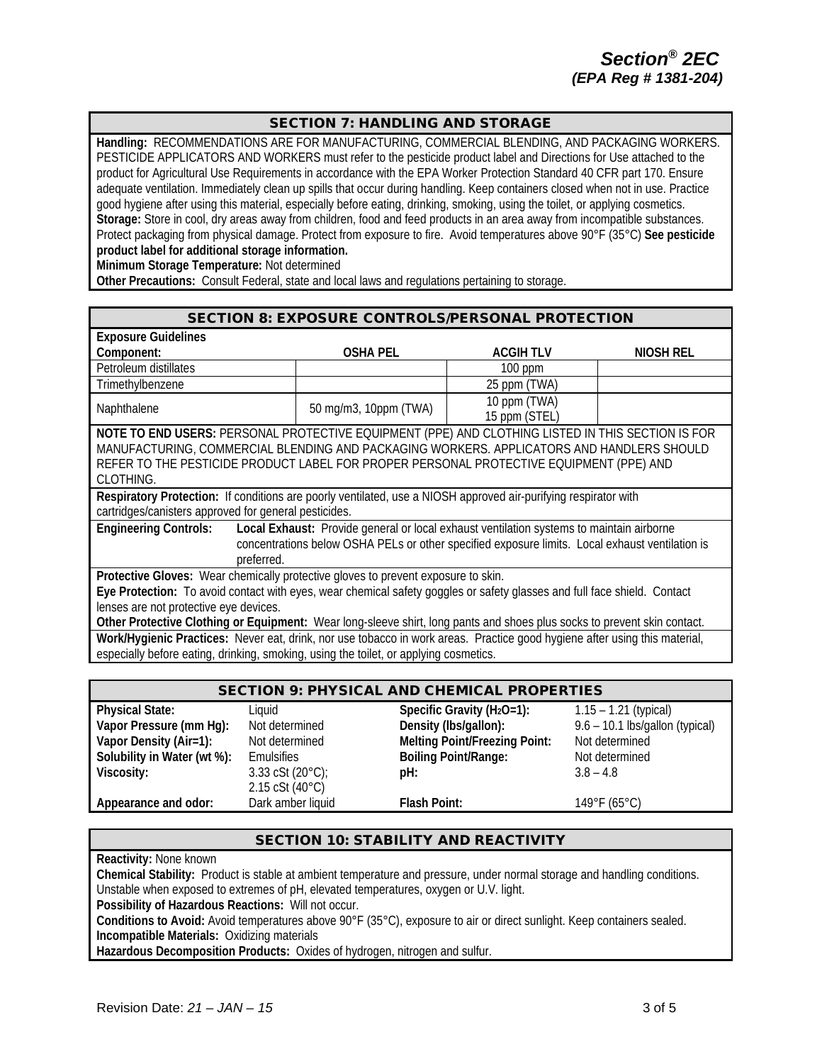## SECTION 7: HANDLING AND STORAGE

**Handling:** RECOMMENDATIONS ARE FOR MANUFACTURING, COMMERCIAL BLENDING, AND PACKAGING WORKERS. PESTICIDE APPLICATORS AND WORKERS must refer to the pesticide product label and Directions for Use attached to the product for Agricultural Use Requirements in accordance with the EPA Worker Protection Standard 40 CFR part 170. Ensure adequate ventilation. Immediately clean up spills that occur during handling. Keep containers closed when not in use. Practice good hygiene after using this material, especially before eating, drinking, smoking, using the toilet, or applying cosmetics.

**Storage:** Store in cool, dry areas away from children, food and feed products in an area away from incompatible substances. Protect packaging from physical damage. Protect from exposure to fire. Avoid temperatures above 90°F (35°C) **See pesticide product label for additional storage information.**

**Minimum Storage Temperature:** Not determined

**Other Precautions:** Consult Federal, state and local laws and regulations pertaining to storage.

## SECTION 8: EXPOSURE CONTROLS/PERSONAL PROTECTION

**Exposure Guidelines**

| Component: | OSHA PEL | ACGIH TLV | NIOSH REL |
|---|---|---|---|
| Petroleum distillates | | 100 ppm | |
| Trimethylbenzene | | 25 ppm (TWA) | |
| Naphthalene | 50 mg/m3, 10ppm (TWA) | 10 ppm (TWA) 15 ppm (STEL) | |

**NOTE TO END USERS:** PERSONAL PROTECTIVE EQUIPMENT (PPE) AND CLOTHING LISTED IN THIS SECTION IS FOR MANUFACTURING, COMMERCIAL BLENDING AND PACKAGING WORKERS. APPLICATORS AND HANDLERS SHOULD REFER TO THE PESTICIDE PRODUCT LABEL FOR PROPER PERSONAL PROTECTIVE EQUIPMENT (PPE) AND CLOTHING.

**Respiratory Protection:** If conditions are poorly ventilated, use a NIOSH approved air-purifying respirator with cartridges/canisters approved for general pesticides.

**Engineering Controls:** **Local Exhaust:** Provide general or local exhaust ventilation systems to maintain airborne concentrations below OSHA PELs or other specified exposure limits. Local exhaust ventilation is preferred.

**Protective Gloves:** Wear chemically protective gloves to prevent exposure to skin.

**Eye Protection:** To avoid contact with eyes, wear chemical safety goggles or safety glasses and full face shield. Contact lenses are not protective eye devices.

**Other Protective Clothing or Equipment:** Wear long-sleeve shirt, long pants and shoes plus socks to prevent skin contact.

**Work/Hygienic Practices:** Never eat, drink, nor use tobacco in work areas. Practice good hygiene after using this material, especially before eating, drinking, smoking, using the toilet, or applying cosmetics.

## SECTION 9: PHYSICAL AND CHEMICAL PROPERTIES

| | | | |
|---|---|---|---|
| **Physical State:** | Liquid | **Specific Gravity ($H_2O$=1):** | 1.15 – 1.21 (typical) |
| **Vapor Pressure (mm Hg):** | Not determined | **Density (lbs/gallon):** | 9.6 – 10.1 lbs/gallon (typical) |
| **Vapor Density (Air=1):** | Not determined | **Melting Point/Freezing Point:** | Not determined |
| **Solubility in Water (wt %):** | Emulsifies | **Boiling Point/Range:** | Not determined |
| **Viscosity:** | 3.33 cSt (20°C); 2.15 cSt (40°C) | **pH:** | 3.8 – 4.8 |
| **Appearance and odor:** | Dark amber liquid | **Flash Point:** | 149°F (65°C) |

## SECTION 10: STABILITY AND REACTIVITY

**Reactivity:** None known

**Chemical Stability:** Product is stable at ambient temperature and pressure, under normal storage and handling conditions. Unstable when exposed to extremes of pH, elevated temperatures, oxygen or U.V. light.

**Possibility of Hazardous Reactions:** Will not occur.

**Conditions to Avoid:** Avoid temperatures above 90°F (35°C), exposure to air or direct sunlight. Keep containers sealed.

**Incompatible Materials:** Oxidizing materials

**Hazardous Decomposition Products:** Oxides of hydrogen, nitrogen and sulfur.

Revision Date: *21 – JAN – 15*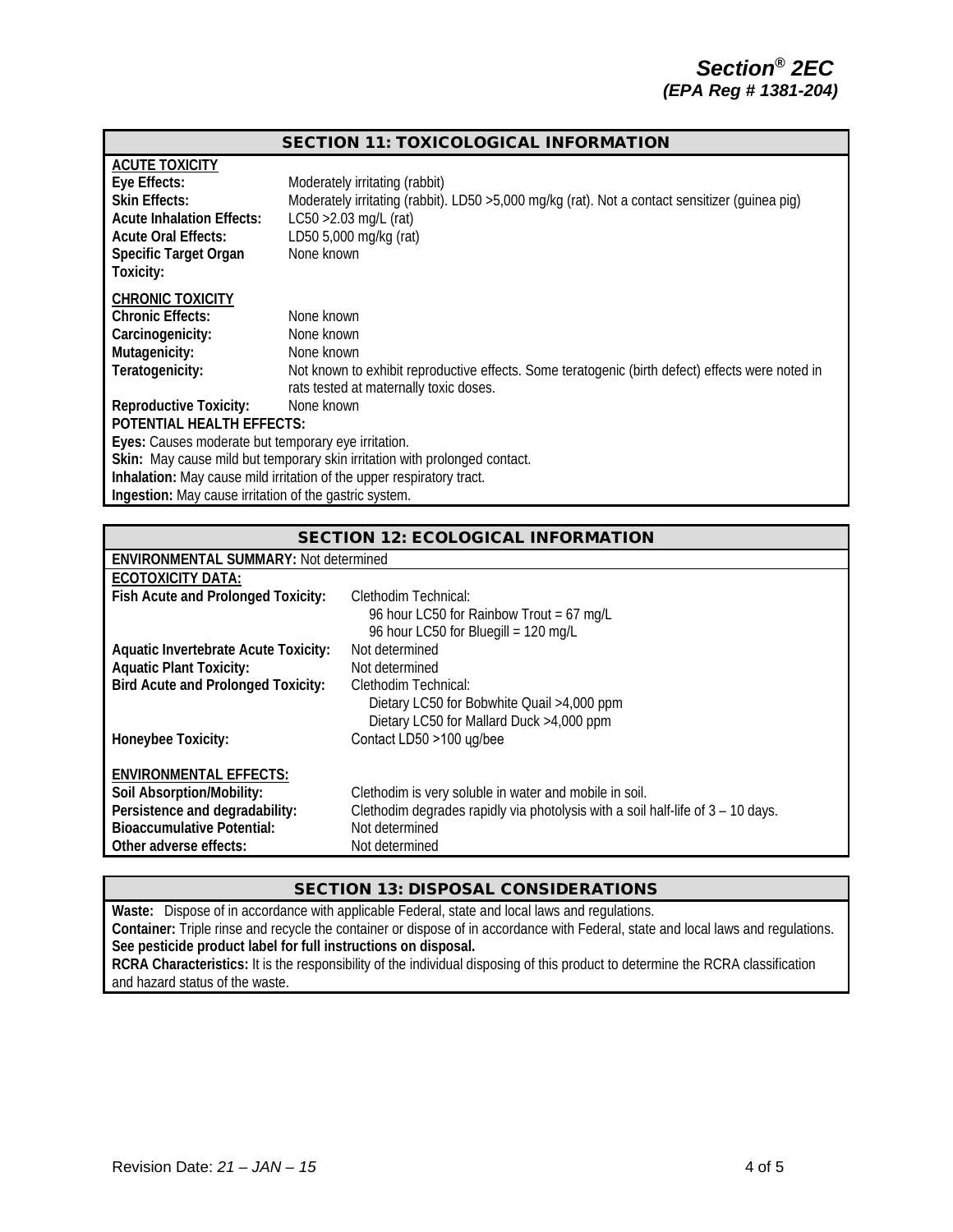## SECTION 11: TOXICOLOGICAL INFORMATION

**ACUTE TOXICITY**

| | |
|---|---|
| **Eye Effects:** | Moderately irritating (rabbit) |
| **Skin Effects:** | Moderately irritating (rabbit). LD50 >5,000 mg/kg (rat). Not a contact sensitizer (guinea pig) |
| **Acute Inhalation Effects:** | LC50 >2.03 mg/L (rat) |
| **Acute Oral Effects:** | LD50 5,000 mg/kg (rat) |
| **Specific Target Organ Toxicity:** | None known |

**CHRONIC TOXICITY**

| | |
|---|---|
| **Chronic Effects:** | None known |
| **Carcinogenicity:** | None known |
| **Mutagenicity:** | None known |
| **Teratogenicity:** | Not known to exhibit reproductive effects. Some teratogenic (birth defect) effects were noted in rats tested at maternally toxic doses. |
| **Reproductive Toxicity:** | None known |

**POTENTIAL HEALTH EFFECTS:**

**Eyes:** Causes moderate but temporary eye irritation.
**Skin:** May cause mild but temporary skin irritation with prolonged contact.
**Inhalation:** May cause mild irritation of the upper respiratory tract.
**Ingestion:** May cause irritation of the gastric system.

## SECTION 12: ECOLOGICAL INFORMATION

**ENVIRONMENTAL SUMMARY:** Not determined

**ECOTOXICITY DATA:**

| | |
|---|---|
| **Fish Acute and Prolonged Toxicity:** | Clethodim Technical:<br>96 hour LC50 for Rainbow Trout = 67 mg/L<br>96 hour LC50 for Bluegill = 120 mg/L |
| **Aquatic Invertebrate Acute Toxicity:** | Not determined |
| **Aquatic Plant Toxicity:** | Not determined |
| **Bird Acute and Prolonged Toxicity:** | Clethodim Technical:<br>Dietary LC50 for Bobwhite Quail >4,000 ppm<br>Dietary LC50 for Mallard Duck >4,000 ppm |
| **Honeybee Toxicity:** | Contact LD50 >100 ųg/bee |

**ENVIRONMENTAL EFFECTS:**

| | |
|---|---|
| **Soil Absorption/Mobility:** | Clethodim is very soluble in water and mobile in soil. |
| **Persistence and degradability:** | Clethodim degrades rapidly via photolysis with a soil half-life of 3 – 10 days. |
| **Bioaccumulative Potential:** | Not determined |
| **Other adverse effects:** | Not determined |

## SECTION 13: DISPOSAL CONSIDERATIONS

**Waste:** Dispose of in accordance with applicable Federal, state and local laws and regulations.
**Container:** Triple rinse and recycle the container or dispose of in accordance with Federal, state and local laws and regulations.
**See pesticide product label for full instructions on disposal.**
**RCRA Characteristics:** It is the responsibility of the individual disposing of this product to determine the RCRA classification and hazard status of the waste.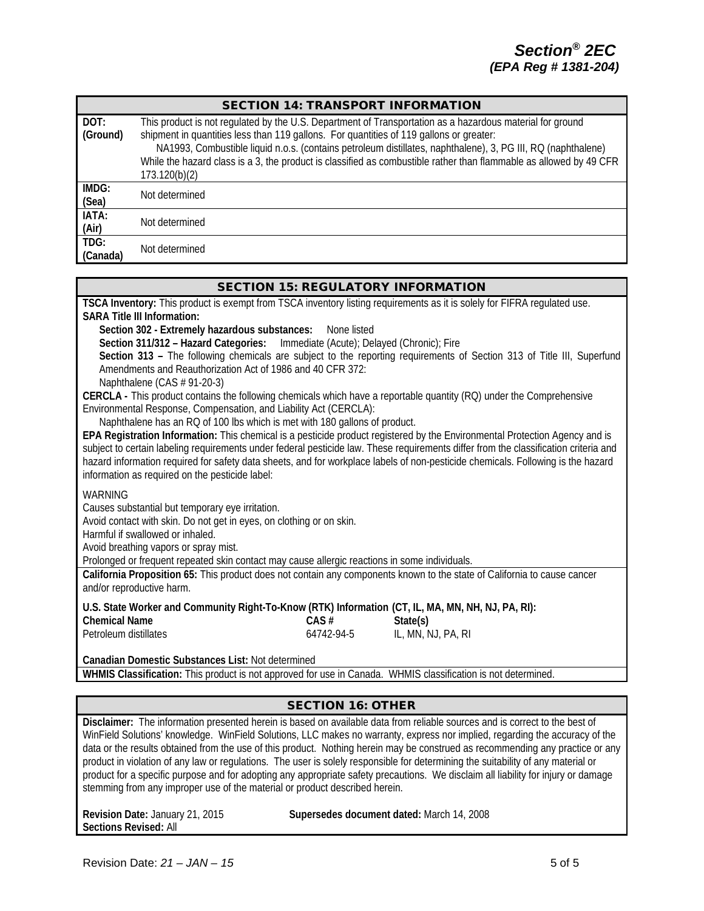## SECTION 14: TRANSPORT INFORMATION

| | |
|---|---|
| **DOT: (Ground)** | This product is not regulated by the U.S. Department of Transportation as a hazardous material for ground shipment in quantities less than 119 gallons. For quantities of 119 gallons or greater: NA1993, Combustible liquid n.o.s. (contains petroleum distillates, naphthalene), 3, PG III, RQ (naphthalene) While the hazard class is a 3, the product is classified as combustible rather than flammable as allowed by 49 CFR 173.120(b)(2) |
| **IMDG: (Sea)** | Not determined |
| **IATA: (Air)** | Not determined |
| **TDG: (Canada)** | Not determined |

## SECTION 15: REGULATORY INFORMATION

**TSCA Inventory:** This product is exempt from TSCA inventory listing requirements as it is solely for FIFRA regulated use.

**SARA Title III Information:**

**Section 302 - Extremely hazardous substances:** None listed

**Section 311/312 – Hazard Categories:** Immediate (Acute); Delayed (Chronic); Fire

**Section 313 –** The following chemicals are subject to the reporting requirements of Section 313 of Title III, Superfund Amendments and Reauthorization Act of 1986 and 40 CFR 372:

Naphthalene (CAS # 91-20-3)

**CERCLA -** This product contains the following chemicals which have a reportable quantity (RQ) under the Comprehensive Environmental Response, Compensation, and Liability Act (CERCLA):

Naphthalene has an RQ of 100 lbs which is met with 180 gallons of product.

**EPA Registration Information:** This chemical is a pesticide product registered by the Environmental Protection Agency and is subject to certain labeling requirements under federal pesticide law. These requirements differ from the classification criteria and hazard information required for safety data sheets, and for workplace labels of non-pesticide chemicals. Following is the hazard information as required on the pesticide label:

WARNING
Causes substantial but temporary eye irritation.
Avoid contact with skin. Do not get in eyes, on clothing or on skin.
Harmful if swallowed or inhaled.
Avoid breathing vapors or spray mist.
Prolonged or frequent repeated skin contact may cause allergic reactions in some individuals.

**California Proposition 65:** This product does not contain any components known to the state of California to cause cancer and/or reproductive harm.

**U.S. State Worker and Community Right-To-Know (RTK) Information (CT, IL, MA, MN, NH, NJ, PA, RI):**

| Chemical Name | CAS # | State(s) |
|---|---|---|
| Petroleum distillates | 64742-94-5 | IL, MN, NJ, PA, RI |

**Canadian Domestic Substances List:** Not determined

**WHMIS Classification:** This product is not approved for use in Canada. WHMIS classification is not determined.

## SECTION 16: OTHER

**Disclaimer:** The information presented herein is based on available data from reliable sources and is correct to the best of WinField Solutions' knowledge. WinField Solutions, LLC makes no warranty, express nor implied, regarding the accuracy of the data or the results obtained from the use of this product. Nothing herein may be construed as recommending any practice or any product in violation of any law or regulations. The user is solely responsible for determining the suitability of any material or product for a specific purpose and for adopting any appropriate safety precautions. We disclaim all liability for injury or damage stemming from any improper use of the material or product described herein.

**Revision Date:** January 21, 2015 **Supersedes document dated:** March 14, 2008
**Sections Revised:** All